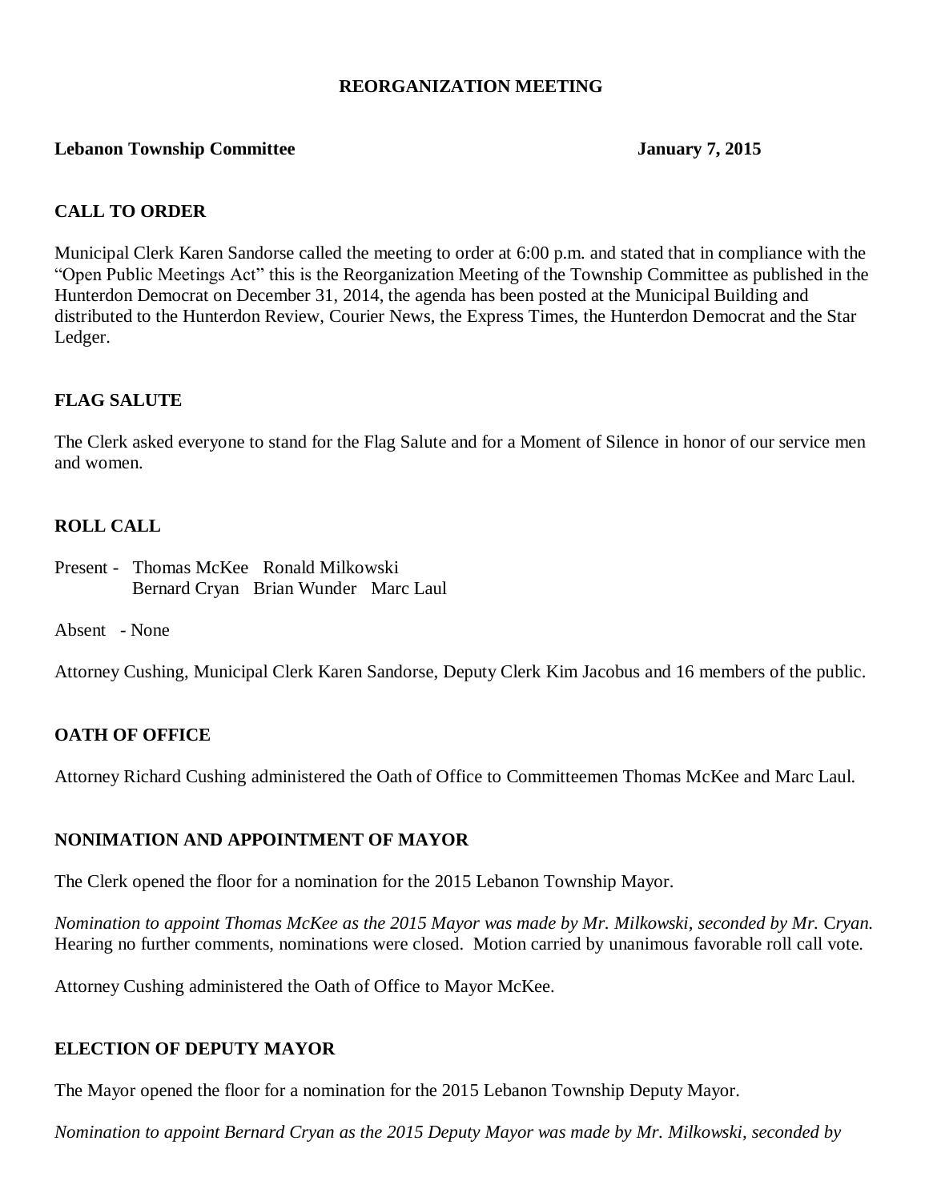## REORGANIZATION MEETING

**Lebanon Township Committee** **January 7, 2015**

### CALL TO ORDER

Municipal Clerk Karen Sandorse called the meeting to order at 6:00 p.m. and stated that in compliance with the "Open Public Meetings Act" this is the Reorganization Meeting of the Township Committee as published in the Hunterdon Democrat on December 31, 2014, the agenda has been posted at the Municipal Building and distributed to the Hunterdon Review, Courier News, the Express Times, the Hunterdon Democrat and the Star Ledger.

### FLAG SALUTE

The Clerk asked everyone to stand for the Flag Salute and for a Moment of Silence in honor of our service men and women.

### ROLL CALL

Present - Thomas McKee Ronald Milkowski
Bernard Cryan Brian Wunder Marc Laul

Absent - None

Attorney Cushing, Municipal Clerk Karen Sandorse, Deputy Clerk Kim Jacobus and 16 members of the public.

### OATH OF OFFICE

Attorney Richard Cushing administered the Oath of Office to Committeemen Thomas McKee and Marc Laul.

### NONIMATION AND APPOINTMENT OF MAYOR

The Clerk opened the floor for a nomination for the 2015 Lebanon Township Mayor.

*Nomination to appoint Thomas McKee as the 2015 Mayor was made by Mr. Milkowski, seconded by Mr. Cryan.* Hearing no further comments, nominations were closed. Motion carried by unanimous favorable roll call vote.

Attorney Cushing administered the Oath of Office to Mayor McKee.

### ELECTION OF DEPUTY MAYOR

The Mayor opened the floor for a nomination for the 2015 Lebanon Township Deputy Mayor.

*Nomination to appoint Bernard Cryan as the 2015 Deputy Mayor was made by Mr. Milkowski, seconded by*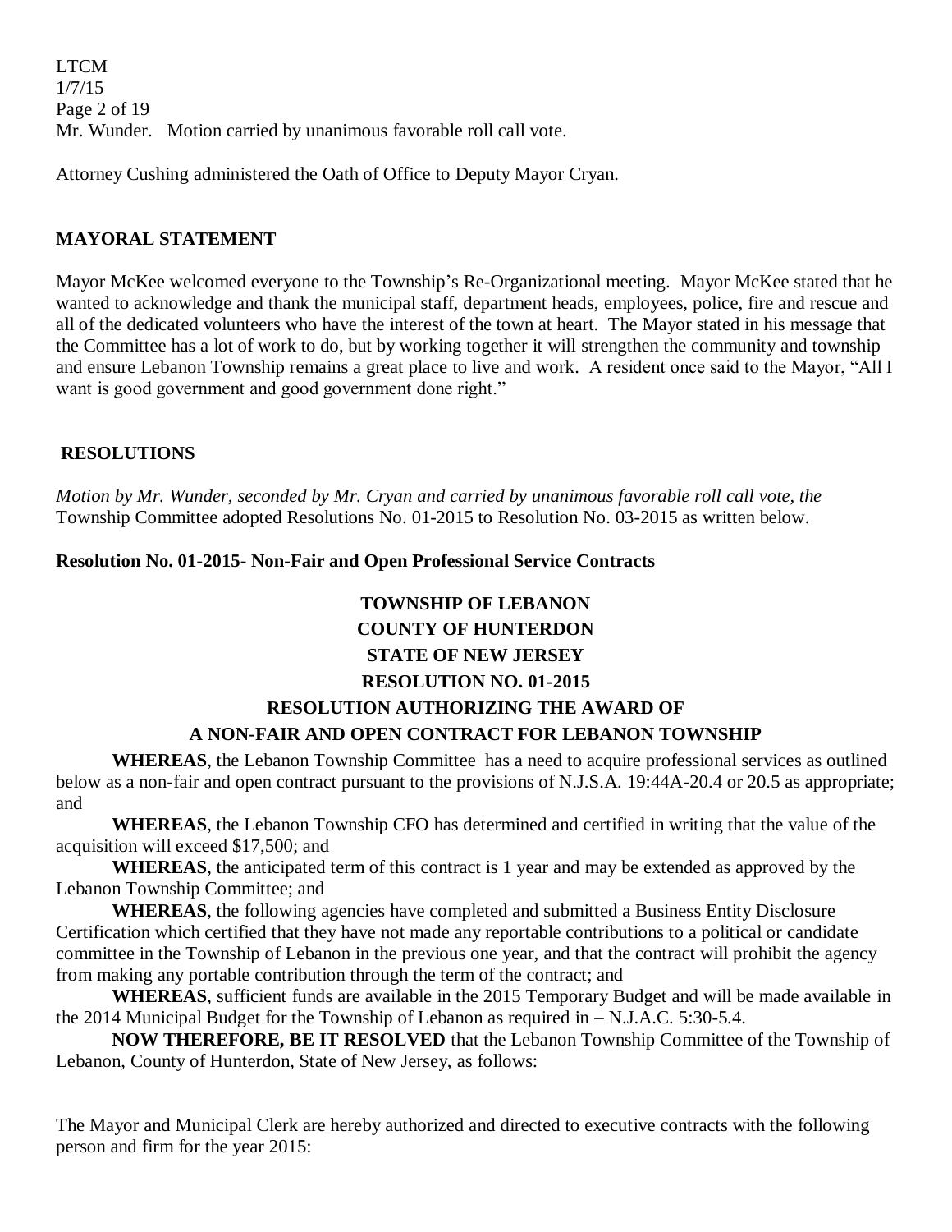Mr. Wunder. Motion carried by unanimous favorable roll call vote.

Attorney Cushing administered the Oath of Office to Deputy Mayor Cryan.

## MAYORAL STATEMENT

Mayor McKee welcomed everyone to the Township's Re-Organizational meeting. Mayor McKee stated that he wanted to acknowledge and thank the municipal staff, department heads, employees, police, fire and rescue and all of the dedicated volunteers who have the interest of the town at heart. The Mayor stated in his message that the Committee has a lot of work to do, but by working together it will strengthen the community and township and ensure Lebanon Township remains a great place to live and work. A resident once said to the Mayor, "All I want is good government and good government done right."

## RESOLUTIONS

*Motion by Mr. Wunder, seconded by Mr. Cryan and carried by unanimous favorable roll call vote, the* Township Committee adopted Resolutions No. 01-2015 to Resolution No. 03-2015 as written below.

**Resolution No. 01-2015- Non-Fair and Open Professional Service Contracts**

**TOWNSHIP OF LEBANON**
**COUNTY OF HUNTERDON**
**STATE OF NEW JERSEY**
**RESOLUTION NO. 01-2015**
**RESOLUTION AUTHORIZING THE AWARD OF**
**A NON-FAIR AND OPEN CONTRACT FOR LEBANON TOWNSHIP**

**WHEREAS**, the Lebanon Township Committee has a need to acquire professional services as outlined below as a non-fair and open contract pursuant to the provisions of N.J.S.A. 19:44A-20.4 or 20.5 as appropriate; and

**WHEREAS**, the Lebanon Township CFO has determined and certified in writing that the value of the acquisition will exceed $17,500; and

**WHEREAS**, the anticipated term of this contract is 1 year and may be extended as approved by the Lebanon Township Committee; and

**WHEREAS**, the following agencies have completed and submitted a Business Entity Disclosure Certification which certified that they have not made any reportable contributions to a political or candidate committee in the Township of Lebanon in the previous one year, and that the contract will prohibit the agency from making any portable contribution through the term of the contract; and

**WHEREAS**, sufficient funds are available in the 2015 Temporary Budget and will be made available in the 2014 Municipal Budget for the Township of Lebanon as required in – N.J.A.C. 5:30-5.4.

**NOW THEREFORE, BE IT RESOLVED** that the Lebanon Township Committee of the Township of Lebanon, County of Hunterdon, State of New Jersey, as follows:

The Mayor and Municipal Clerk are hereby authorized and directed to executive contracts with the following person and firm for the year 2015: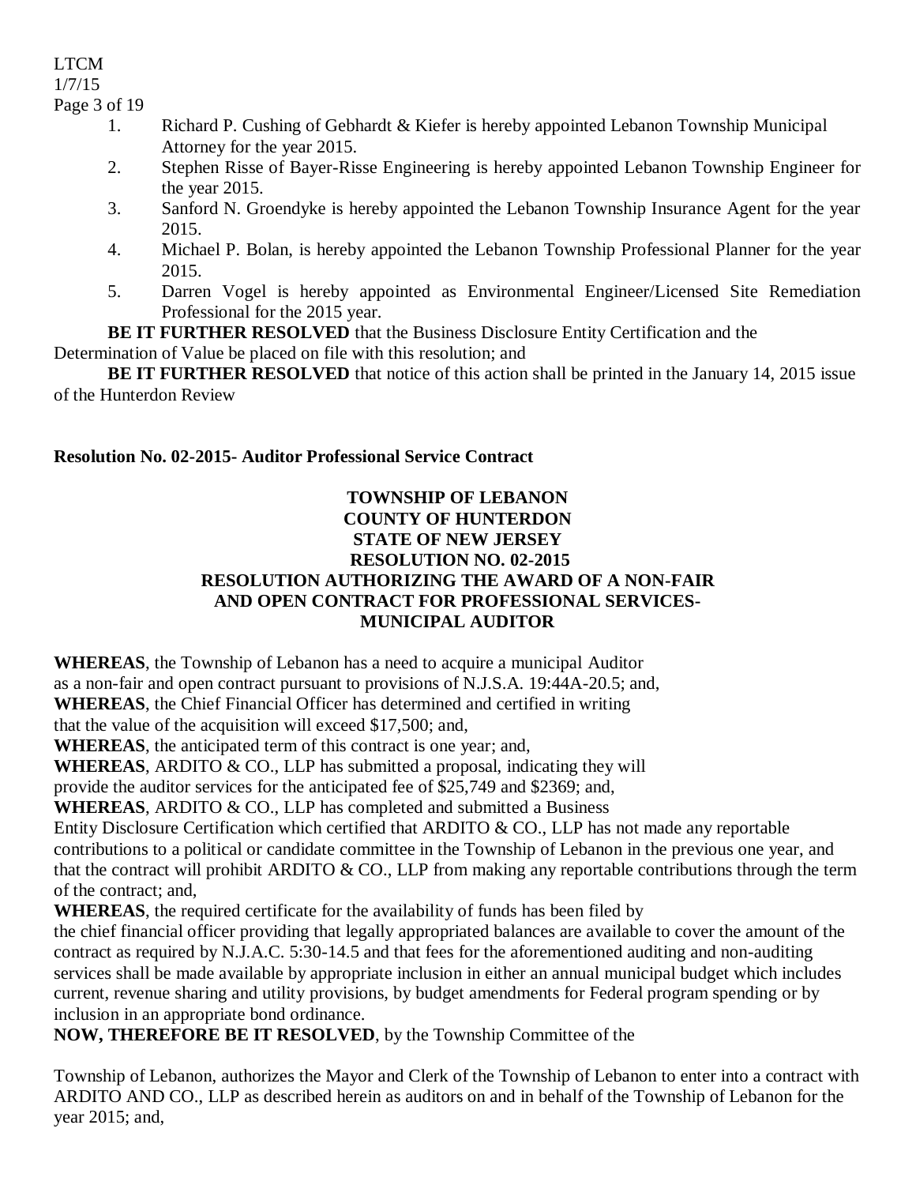1. Richard P. Cushing of Gebhardt & Kiefer is hereby appointed Lebanon Township Municipal Attorney for the year 2015.
2. Stephen Risse of Bayer-Risse Engineering is hereby appointed Lebanon Township Engineer for the year 2015.
3. Sanford N. Groendyke is hereby appointed the Lebanon Township Insurance Agent for the year 2015.
4. Michael P. Bolan, is hereby appointed the Lebanon Township Professional Planner for the year 2015.
5. Darren Vogel is hereby appointed as Environmental Engineer/Licensed Site Remediation Professional for the 2015 year.

**BE IT FURTHER RESOLVED** that the Business Disclosure Entity Certification and the Determination of Value be placed on file with this resolution; and

**BE IT FURTHER RESOLVED** that notice of this action shall be printed in the January 14, 2015 issue of the Hunterdon Review

**Resolution No. 02-2015- Auditor Professional Service Contract**

**TOWNSHIP OF LEBANON**
**COUNTY OF HUNTERDON**
**STATE OF NEW JERSEY**
**RESOLUTION NO. 02-2015**
**RESOLUTION AUTHORIZING THE AWARD OF A NON-FAIR AND OPEN CONTRACT FOR PROFESSIONAL SERVICES- MUNICIPAL AUDITOR**

**WHEREAS**, the Township of Lebanon has a need to acquire a municipal Auditor as a non-fair and open contract pursuant to provisions of N.J.S.A. 19:44A-20.5; and,

**WHEREAS**, the Chief Financial Officer has determined and certified in writing that the value of the acquisition will exceed $17,500; and,

**WHEREAS**, the anticipated term of this contract is one year; and,

**WHEREAS**, ARDITO & CO., LLP has submitted a proposal, indicating they will provide the auditor services for the anticipated fee of $25,749 and $2369; and,

**WHEREAS**, ARDITO & CO., LLP has completed and submitted a Business Entity Disclosure Certification which certified that ARDITO & CO., LLP has not made any reportable contributions to a political or candidate committee in the Township of Lebanon in the previous one year, and that the contract will prohibit ARDITO & CO., LLP from making any reportable contributions through the term of the contract; and,

**WHEREAS**, the required certificate for the availability of funds has been filed by the chief financial officer providing that legally appropriated balances are available to cover the amount of the contract as required by N.J.A.C. 5:30-14.5 and that fees for the aforementioned auditing and non-auditing services shall be made available by appropriate inclusion in either an annual municipal budget which includes current, revenue sharing and utility provisions, by budget amendments for Federal program spending or by inclusion in an appropriate bond ordinance.

**NOW, THEREFORE BE IT RESOLVED**, by the Township Committee of the

Township of Lebanon, authorizes the Mayor and Clerk of the Township of Lebanon to enter into a contract with ARDITO AND CO., LLP as described herein as auditors on and in behalf of the Township of Lebanon for the year 2015; and,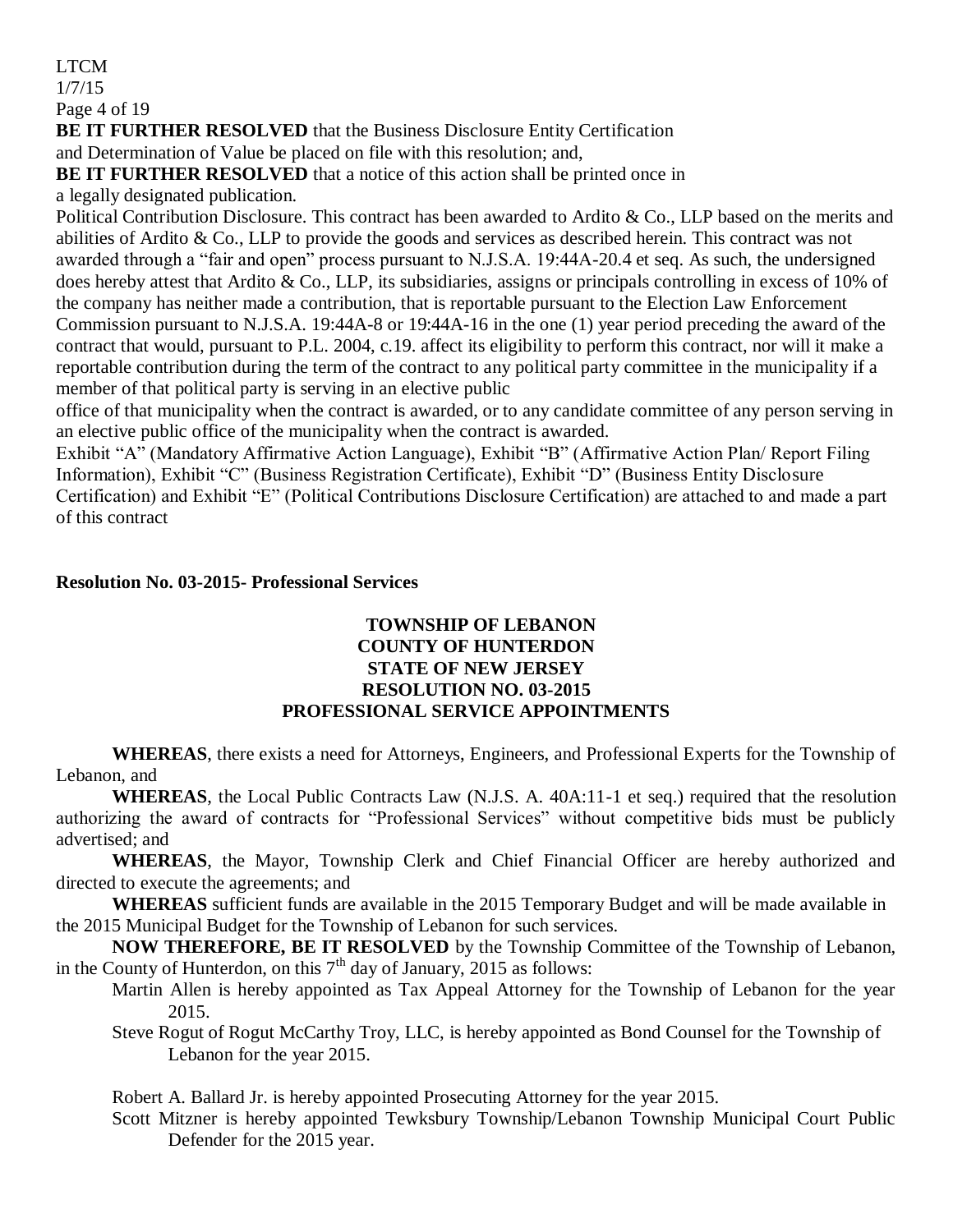**BE IT FURTHER RESOLVED** that the Business Disclosure Entity Certification and Determination of Value be placed on file with this resolution; and,

**BE IT FURTHER RESOLVED** that a notice of this action shall be printed once in a legally designated publication.

Political Contribution Disclosure. This contract has been awarded to Ardito & Co., LLP based on the merits and abilities of Ardito & Co., LLP to provide the goods and services as described herein. This contract was not awarded through a "fair and open" process pursuant to N.J.S.A. 19:44A-20.4 et seq. As such, the undersigned does hereby attest that Ardito & Co., LLP, its subsidiaries, assigns or principals controlling in excess of 10% of the company has neither made a contribution, that is reportable pursuant to the Election Law Enforcement Commission pursuant to N.J.S.A. 19:44A-8 or 19:44A-16 in the one (1) year period preceding the award of the contract that would, pursuant to P.L. 2004, c.19. affect its eligibility to perform this contract, nor will it make a reportable contribution during the term of the contract to any political party committee in the municipality if a member of that political party is serving in an elective public office of that municipality when the contract is awarded, or to any candidate committee of any person serving in an elective public office of the municipality when the contract is awarded.

Exhibit "A" (Mandatory Affirmative Action Language), Exhibit "B" (Affirmative Action Plan/ Report Filing Information), Exhibit "C" (Business Registration Certificate), Exhibit "D" (Business Entity Disclosure Certification) and Exhibit "E" (Political Contributions Disclosure Certification) are attached to and made a part of this contract

**Resolution No. 03-2015- Professional Services**

**TOWNSHIP OF LEBANON**
**COUNTY OF HUNTERDON**
**STATE OF NEW JERSEY**
**RESOLUTION NO. 03-2015**
**PROFESSIONAL SERVICE APPOINTMENTS**

**WHEREAS**, there exists a need for Attorneys, Engineers, and Professional Experts for the Township of Lebanon, and

**WHEREAS**, the Local Public Contracts Law (N.J.S. A. 40A:11-1 et seq.) required that the resolution authorizing the award of contracts for "Professional Services" without competitive bids must be publicly advertised; and

**WHEREAS**, the Mayor, Township Clerk and Chief Financial Officer are hereby authorized and directed to execute the agreements; and

**WHEREAS** sufficient funds are available in the 2015 Temporary Budget and will be made available in the 2015 Municipal Budget for the Township of Lebanon for such services.

**NOW THEREFORE, BE IT RESOLVED** by the Township Committee of the Township of Lebanon, in the County of Hunterdon, on this 7th day of January, 2015 as follows:

Martin Allen is hereby appointed as Tax Appeal Attorney for the Township of Lebanon for the year 2015.

Steve Rogut of Rogut McCarthy Troy, LLC, is hereby appointed as Bond Counsel for the Township of Lebanon for the year 2015.

Robert A. Ballard Jr. is hereby appointed Prosecuting Attorney for the year 2015.

Scott Mitzner is hereby appointed Tewksbury Township/Lebanon Township Municipal Court Public Defender for the 2015 year.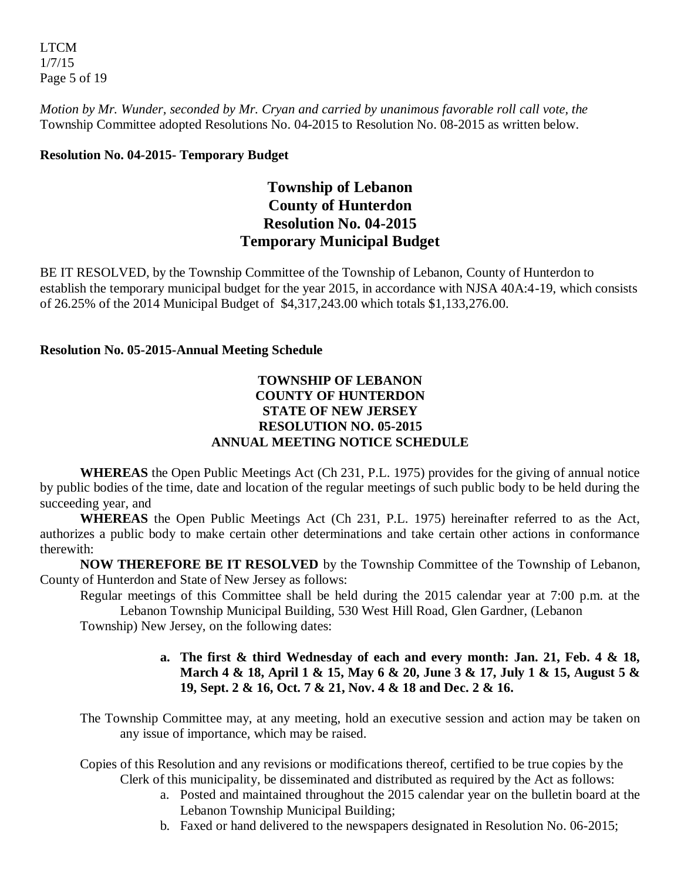*Motion by Mr. Wunder, seconded by Mr. Cryan and carried by unanimous favorable roll call vote, the* Township Committee adopted Resolutions No. 04-2015 to Resolution No. 08-2015 as written below.

**Resolution No. 04-2015- Temporary Budget**

## Township of Lebanon
## County of Hunterdon
## Resolution No. 04-2015
## Temporary Municipal Budget

BE IT RESOLVED, by the Township Committee of the Township of Lebanon, County of Hunterdon to establish the temporary municipal budget for the year 2015, in accordance with NJSA 40A:4-19, which consists of 26.25% of the 2014 Municipal Budget of $4,317,243.00 which totals $1,133,276.00.

**Resolution No. 05-2015-Annual Meeting Schedule**

### TOWNSHIP OF LEBANON
### COUNTY OF HUNTERDON
### STATE OF NEW JERSEY
### RESOLUTION NO. 05-2015
### ANNUAL MEETING NOTICE SCHEDULE

**WHEREAS** the Open Public Meetings Act (Ch 231, P.L. 1975) provides for the giving of annual notice by public bodies of the time, date and location of the regular meetings of such public body to be held during the succeeding year, and

**WHEREAS** the Open Public Meetings Act (Ch 231, P.L. 1975) hereinafter referred to as the Act, authorizes a public body to make certain other determinations and take certain other actions in conformance therewith:

**NOW THEREFORE BE IT RESOLVED** by the Township Committee of the Township of Lebanon, County of Hunterdon and State of New Jersey as follows:

Regular meetings of this Committee shall be held during the 2015 calendar year at 7:00 p.m. at the Lebanon Township Municipal Building, 530 West Hill Road, Glen Gardner, (Lebanon Township) New Jersey, on the following dates:

a. **The first & third Wednesday of each and every month: Jan. 21, Feb. 4 & 18, March 4 & 18, April 1 & 15, May 6 & 20, June 3 & 17, July 1 & 15, August 5 & 19, Sept. 2 & 16, Oct. 7 & 21, Nov. 4 & 18 and Dec. 2 & 16.**

The Township Committee may, at any meeting, hold an executive session and action may be taken on any issue of importance, which may be raised.

Copies of this Resolution and any revisions or modifications thereof, certified to be true copies by the Clerk of this municipality, be disseminated and distributed as required by the Act as follows:

a. Posted and maintained throughout the 2015 calendar year on the bulletin board at the Lebanon Township Municipal Building;
b. Faxed or hand delivered to the newspapers designated in Resolution No. 06-2015;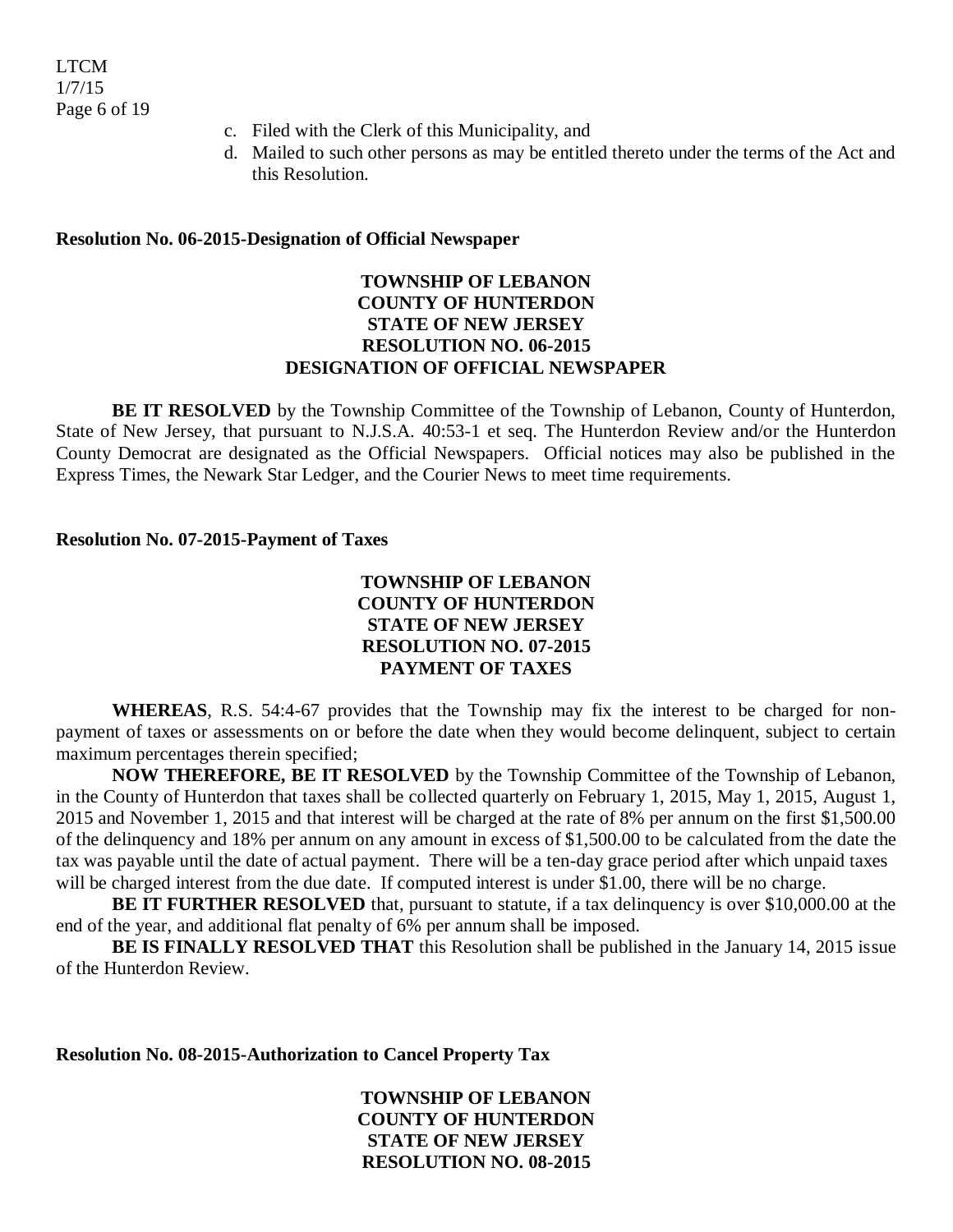c. Filed with the Clerk of this Municipality, and
d. Mailed to such other persons as may be entitled thereto under the terms of the Act and this Resolution.

**Resolution No. 06-2015-Designation of Official Newspaper**

**TOWNSHIP OF LEBANON**
**COUNTY OF HUNTERDON**
**STATE OF NEW JERSEY**
**RESOLUTION NO. 06-2015**
**DESIGNATION OF OFFICIAL NEWSPAPER**

**BE IT RESOLVED** by the Township Committee of the Township of Lebanon, County of Hunterdon, State of New Jersey, that pursuant to N.J.S.A. 40:53-1 et seq. The Hunterdon Review and/or the Hunterdon County Democrat are designated as the Official Newspapers. Official notices may also be published in the Express Times, the Newark Star Ledger, and the Courier News to meet time requirements.

**Resolution No. 07-2015-Payment of Taxes**

**TOWNSHIP OF LEBANON**
**COUNTY OF HUNTERDON**
**STATE OF NEW JERSEY**
**RESOLUTION NO. 07-2015**
**PAYMENT OF TAXES**

**WHEREAS**, R.S. 54:4-67 provides that the Township may fix the interest to be charged for non-payment of taxes or assessments on or before the date when they would become delinquent, subject to certain maximum percentages therein specified;

**NOW THEREFORE, BE IT RESOLVED** by the Township Committee of the Township of Lebanon, in the County of Hunterdon that taxes shall be collected quarterly on February 1, 2015, May 1, 2015, August 1, 2015 and November 1, 2015 and that interest will be charged at the rate of 8% per annum on the first $1,500.00 of the delinquency and 18% per annum on any amount in excess of $1,500.00 to be calculated from the date the tax was payable until the date of actual payment. There will be a ten-day grace period after which unpaid taxes will be charged interest from the due date. If computed interest is under $1.00, there will be no charge.

**BE IT FURTHER RESOLVED** that, pursuant to statute, if a tax delinquency is over $10,000.00 at the end of the year, and additional flat penalty of 6% per annum shall be imposed.

**BE IS FINALLY RESOLVED THAT** this Resolution shall be published in the January 14, 2015 issue of the Hunterdon Review.

**Resolution No. 08-2015-Authorization to Cancel Property Tax**

**TOWNSHIP OF LEBANON**
**COUNTY OF HUNTERDON**
**STATE OF NEW JERSEY**
**RESOLUTION NO. 08-2015**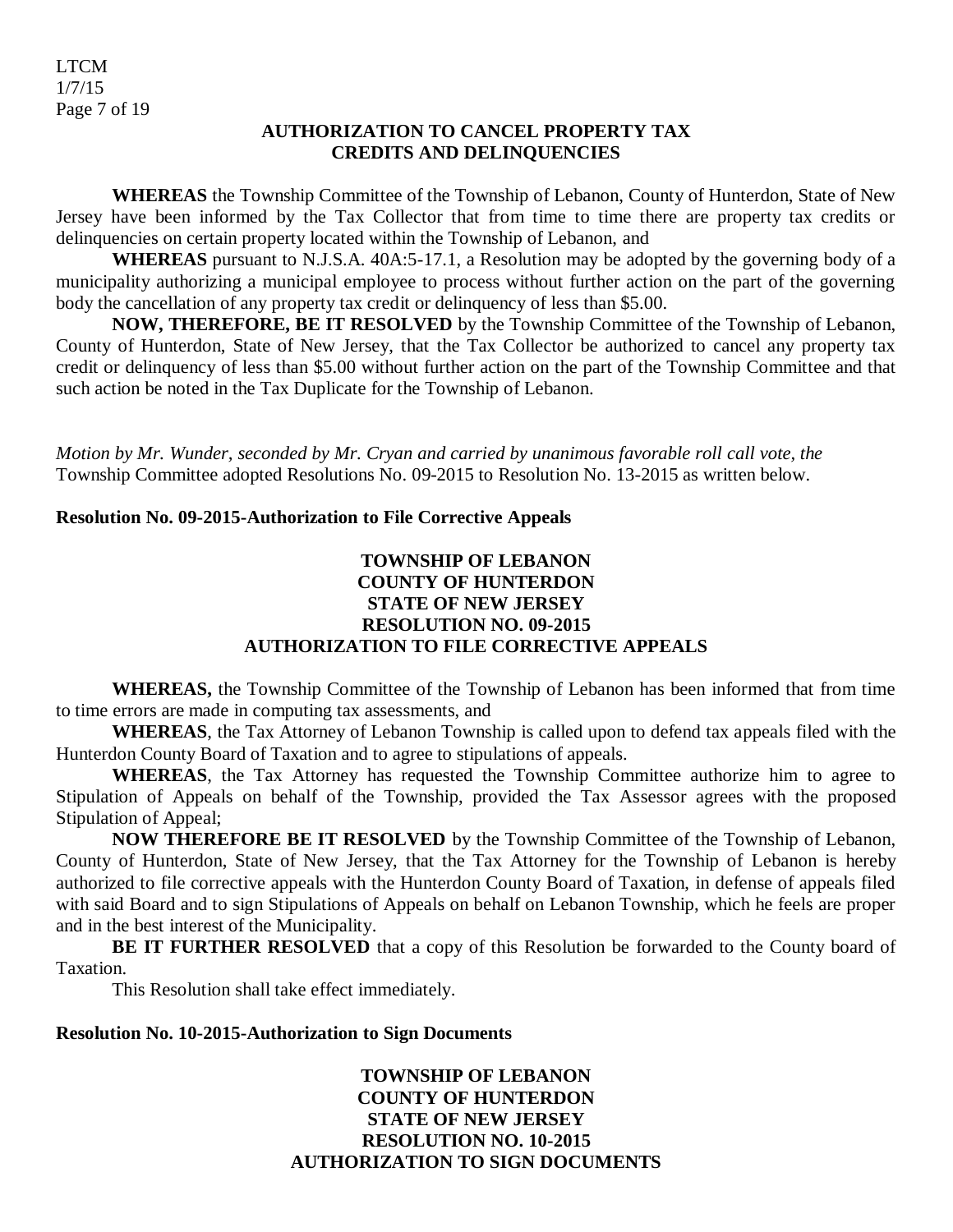**AUTHORIZATION TO CANCEL PROPERTY TAX CREDITS AND DELINQUENCIES**

**WHEREAS** the Township Committee of the Township of Lebanon, County of Hunterdon, State of New Jersey have been informed by the Tax Collector that from time to time there are property tax credits or delinquencies on certain property located within the Township of Lebanon, and

**WHEREAS** pursuant to N.J.S.A. 40A:5-17.1, a Resolution may be adopted by the governing body of a municipality authorizing a municipal employee to process without further action on the part of the governing body the cancellation of any property tax credit or delinquency of less than $5.00.

**NOW, THEREFORE, BE IT RESOLVED** by the Township Committee of the Township of Lebanon, County of Hunterdon, State of New Jersey, that the Tax Collector be authorized to cancel any property tax credit or delinquency of less than $5.00 without further action on the part of the Township Committee and that such action be noted in the Tax Duplicate for the Township of Lebanon.

*Motion by Mr. Wunder, seconded by Mr. Cryan and carried by unanimous favorable roll call vote, the* Township Committee adopted Resolutions No. 09-2015 to Resolution No. 13-2015 as written below.

**Resolution No. 09-2015-Authorization to File Corrective Appeals**

**TOWNSHIP OF LEBANON**
**COUNTY OF HUNTERDON**
**STATE OF NEW JERSEY**
**RESOLUTION NO. 09-2015**
**AUTHORIZATION TO FILE CORRECTIVE APPEALS**

**WHEREAS,** the Township Committee of the Township of Lebanon has been informed that from time to time errors are made in computing tax assessments, and

**WHEREAS**, the Tax Attorney of Lebanon Township is called upon to defend tax appeals filed with the Hunterdon County Board of Taxation and to agree to stipulations of appeals.

**WHEREAS**, the Tax Attorney has requested the Township Committee authorize him to agree to Stipulation of Appeals on behalf of the Township, provided the Tax Assessor agrees with the proposed Stipulation of Appeal;

**NOW THEREFORE BE IT RESOLVED** by the Township Committee of the Township of Lebanon, County of Hunterdon, State of New Jersey, that the Tax Attorney for the Township of Lebanon is hereby authorized to file corrective appeals with the Hunterdon County Board of Taxation, in defense of appeals filed with said Board and to sign Stipulations of Appeals on behalf on Lebanon Township, which he feels are proper and in the best interest of the Municipality.

**BE IT FURTHER RESOLVED** that a copy of this Resolution be forwarded to the County board of Taxation.

This Resolution shall take effect immediately.

**Resolution No. 10-2015-Authorization to Sign Documents**

**TOWNSHIP OF LEBANON**
**COUNTY OF HUNTERDON**
**STATE OF NEW JERSEY**
**RESOLUTION NO. 10-2015**
**AUTHORIZATION TO SIGN DOCUMENTS**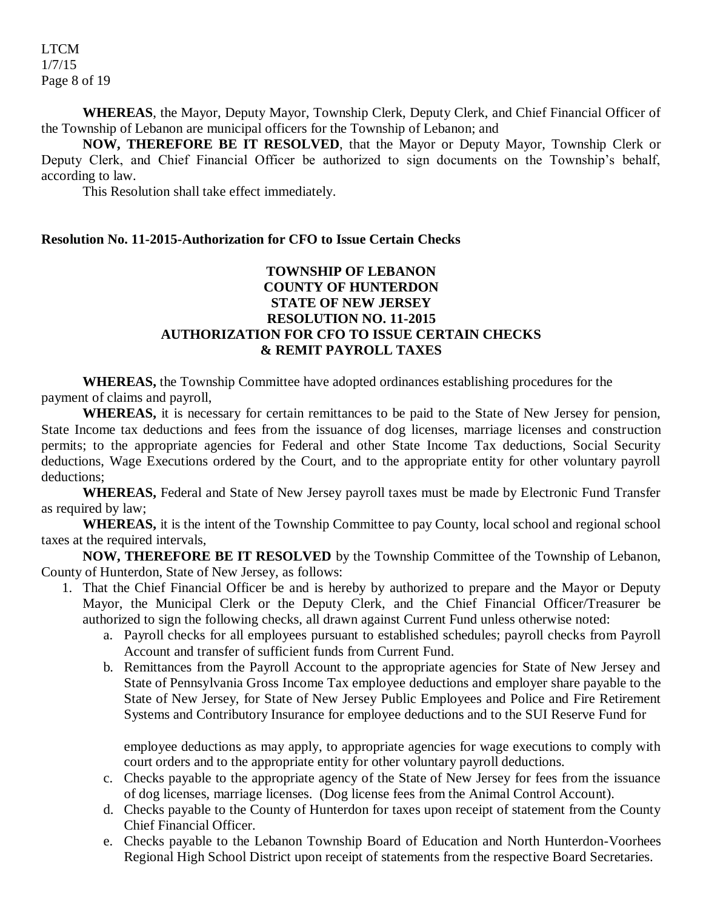**WHEREAS**, the Mayor, Deputy Mayor, Township Clerk, Deputy Clerk, and Chief Financial Officer of the Township of Lebanon are municipal officers for the Township of Lebanon; and

**NOW, THEREFORE BE IT RESOLVED**, that the Mayor or Deputy Mayor, Township Clerk or Deputy Clerk, and Chief Financial Officer be authorized to sign documents on the Township's behalf, according to law.

This Resolution shall take effect immediately.

**Resolution No. 11-2015-Authorization for CFO to Issue Certain Checks**

**TOWNSHIP OF LEBANON**
**COUNTY OF HUNTERDON**
**STATE OF NEW JERSEY**
**RESOLUTION NO. 11-2015**
**AUTHORIZATION FOR CFO TO ISSUE CERTAIN CHECKS & REMIT PAYROLL TAXES**

**WHEREAS,** the Township Committee have adopted ordinances establishing procedures for the payment of claims and payroll,

**WHEREAS,** it is necessary for certain remittances to be paid to the State of New Jersey for pension, State Income tax deductions and fees from the issuance of dog licenses, marriage licenses and construction permits; to the appropriate agencies for Federal and other State Income Tax deductions, Social Security deductions, Wage Executions ordered by the Court, and to the appropriate entity for other voluntary payroll deductions;

**WHEREAS,** Federal and State of New Jersey payroll taxes must be made by Electronic Fund Transfer as required by law;

**WHEREAS,** it is the intent of the Township Committee to pay County, local school and regional school taxes at the required intervals,

**NOW, THEREFORE BE IT RESOLVED** by the Township Committee of the Township of Lebanon, County of Hunterdon, State of New Jersey, as follows:

1. That the Chief Financial Officer be and is hereby by authorized to prepare and the Mayor or Deputy Mayor, the Municipal Clerk or the Deputy Clerk, and the Chief Financial Officer/Treasurer be authorized to sign the following checks, all drawn against Current Fund unless otherwise noted:
   a. Payroll checks for all employees pursuant to established schedules; payroll checks from Payroll Account and transfer of sufficient funds from Current Fund.
   b. Remittances from the Payroll Account to the appropriate agencies for State of New Jersey and State of Pennsylvania Gross Income Tax employee deductions and employer share payable to the State of New Jersey, for State of New Jersey Public Employees and Police and Fire Retirement Systems and Contributory Insurance for employee deductions and to the SUI Reserve Fund for employee deductions as may apply, to appropriate agencies for wage executions to comply with court orders and to the appropriate entity for other voluntary payroll deductions.
   c. Checks payable to the appropriate agency of the State of New Jersey for fees from the issuance of dog licenses, marriage licenses. (Dog license fees from the Animal Control Account).
   d. Checks payable to the County of Hunterdon for taxes upon receipt of statement from the County Chief Financial Officer.
   e. Checks payable to the Lebanon Township Board of Education and North Hunterdon-Voorhees Regional High School District upon receipt of statements from the respective Board Secretaries.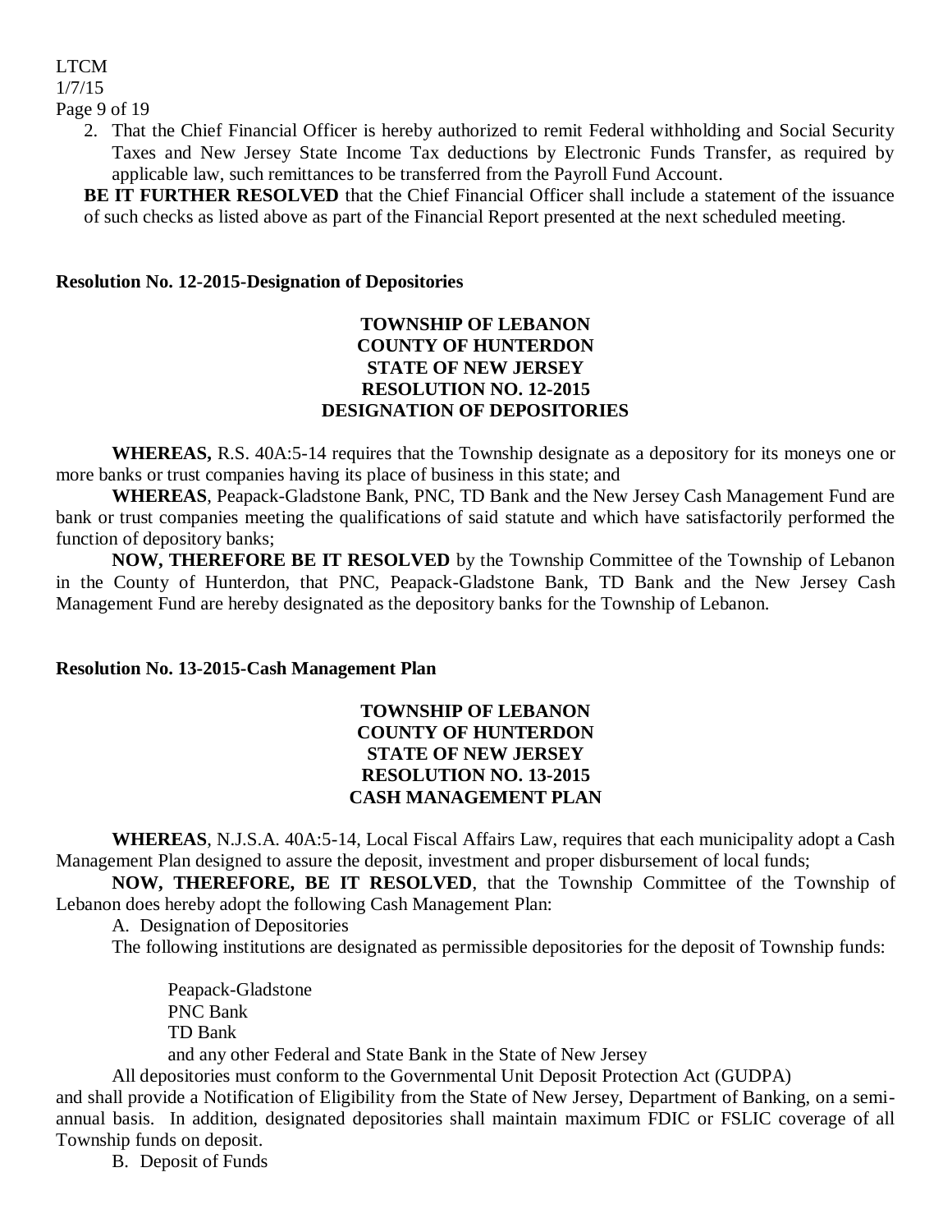2. That the Chief Financial Officer is hereby authorized to remit Federal withholding and Social Security Taxes and New Jersey State Income Tax deductions by Electronic Funds Transfer, as required by applicable law, such remittances to be transferred from the Payroll Fund Account.

**BE IT FURTHER RESOLVED** that the Chief Financial Officer shall include a statement of the issuance of such checks as listed above as part of the Financial Report presented at the next scheduled meeting.

**Resolution No. 12-2015-Designation of Depositories**

**TOWNSHIP OF LEBANON**
**COUNTY OF HUNTERDON**
**STATE OF NEW JERSEY**
**RESOLUTION NO. 12-2015**
**DESIGNATION OF DEPOSITORIES**

**WHEREAS,** R.S. 40A:5-14 requires that the Township designate as a depository for its moneys one or more banks or trust companies having its place of business in this state; and

**WHEREAS**, Peapack-Gladstone Bank, PNC, TD Bank and the New Jersey Cash Management Fund are bank or trust companies meeting the qualifications of said statute and which have satisfactorily performed the function of depository banks;

**NOW, THEREFORE BE IT RESOLVED** by the Township Committee of the Township of Lebanon in the County of Hunterdon, that PNC, Peapack-Gladstone Bank, TD Bank and the New Jersey Cash Management Fund are hereby designated as the depository banks for the Township of Lebanon.

**Resolution No. 13-2015-Cash Management Plan**

**TOWNSHIP OF LEBANON**
**COUNTY OF HUNTERDON**
**STATE OF NEW JERSEY**
**RESOLUTION NO. 13-2015**
**CASH MANAGEMENT PLAN**

**WHEREAS**, N.J.S.A. 40A:5-14, Local Fiscal Affairs Law, requires that each municipality adopt a Cash Management Plan designed to assure the deposit, investment and proper disbursement of local funds;

**NOW, THEREFORE, BE IT RESOLVED**, that the Township Committee of the Township of Lebanon does hereby adopt the following Cash Management Plan:

A. Designation of Depositories

The following institutions are designated as permissible depositories for the deposit of Township funds:

Peapack-Gladstone
PNC Bank
TD Bank
and any other Federal and State Bank in the State of New Jersey

All depositories must conform to the Governmental Unit Deposit Protection Act (GUDPA) and shall provide a Notification of Eligibility from the State of New Jersey, Department of Banking, on a semi-annual basis. In addition, designated depositories shall maintain maximum FDIC or FSLIC coverage of all Township funds on deposit.

B. Deposit of Funds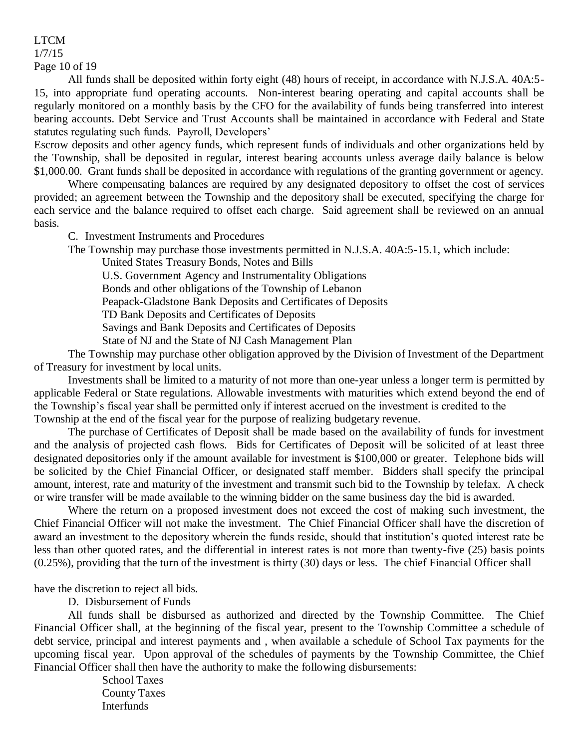All funds shall be deposited within forty eight (48) hours of receipt, in accordance with N.J.S.A. 40A:5-15, into appropriate fund operating accounts. Non-interest bearing operating and capital accounts shall be regularly monitored on a monthly basis by the CFO for the availability of funds being transferred into interest bearing accounts. Debt Service and Trust Accounts shall be maintained in accordance with Federal and State statutes regulating such funds. Payroll, Developers' Escrow deposits and other agency funds, which represent funds of individuals and other organizations held by the Township, shall be deposited in regular, interest bearing accounts unless average daily balance is below $1,000.00. Grant funds shall be deposited in accordance with regulations of the granting government or agency.

Where compensating balances are required by any designated depository to offset the cost of services provided; an agreement between the Township and the depository shall be executed, specifying the charge for each service and the balance required to offset each charge. Said agreement shall be reviewed on an annual basis.

C. Investment Instruments and Procedures

The Township may purchase those investments permitted in N.J.S.A. 40A:5-15.1, which include:

- United States Treasury Bonds, Notes and Bills
- U.S. Government Agency and Instrumentality Obligations
- Bonds and other obligations of the Township of Lebanon
- Peapack-Gladstone Bank Deposits and Certificates of Deposits
- TD Bank Deposits and Certificates of Deposits
- Savings and Bank Deposits and Certificates of Deposits
- State of NJ and the State of NJ Cash Management Plan

The Township may purchase other obligation approved by the Division of Investment of the Department of Treasury for investment by local units.

Investments shall be limited to a maturity of not more than one-year unless a longer term is permitted by applicable Federal or State regulations. Allowable investments with maturities which extend beyond the end of the Township's fiscal year shall be permitted only if interest accrued on the investment is credited to the Township at the end of the fiscal year for the purpose of realizing budgetary revenue.

The purchase of Certificates of Deposit shall be made based on the availability of funds for investment and the analysis of projected cash flows. Bids for Certificates of Deposit will be solicited of at least three designated depositories only if the amount available for investment is $100,000 or greater. Telephone bids will be solicited by the Chief Financial Officer, or designated staff member. Bidders shall specify the principal amount, interest, rate and maturity of the investment and transmit such bid to the Township by telefax. A check or wire transfer will be made available to the winning bidder on the same business day the bid is awarded.

Where the return on a proposed investment does not exceed the cost of making such investment, the Chief Financial Officer will not make the investment. The Chief Financial Officer shall have the discretion of award an investment to the depository wherein the funds reside, should that institution's quoted interest rate be less than other quoted rates, and the differential in interest rates is not more than twenty-five (25) basis points (0.25%), providing that the turn of the investment is thirty (30) days or less. The chief Financial Officer shall have the discretion to reject all bids.

D. Disbursement of Funds

All funds shall be disbursed as authorized and directed by the Township Committee. The Chief Financial Officer shall, at the beginning of the fiscal year, present to the Township Committee a schedule of debt service, principal and interest payments and , when available a schedule of School Tax payments for the upcoming fiscal year. Upon approval of the schedules of payments by the Township Committee, the Chief Financial Officer shall then have the authority to make the following disbursements:

- School Taxes
- County Taxes
- Interfunds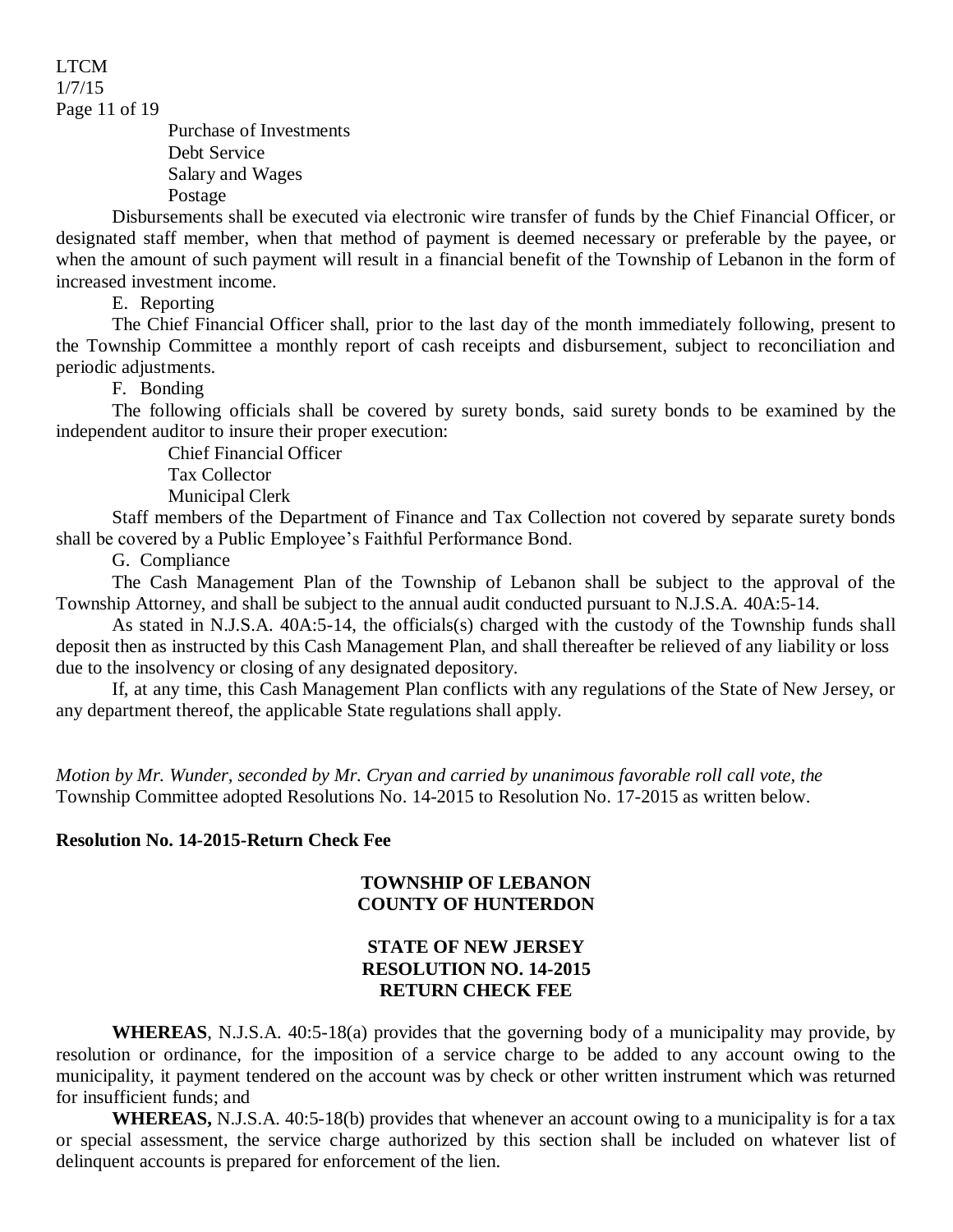Purchase of Investments
Debt Service
Salary and Wages
Postage

Disbursements shall be executed via electronic wire transfer of funds by the Chief Financial Officer, or designated staff member, when that method of payment is deemed necessary or preferable by the payee, or when the amount of such payment will result in a financial benefit of the Township of Lebanon in the form of increased investment income.

E. Reporting

The Chief Financial Officer shall, prior to the last day of the month immediately following, present to the Township Committee a monthly report of cash receipts and disbursement, subject to reconciliation and periodic adjustments.

F. Bonding

The following officials shall be covered by surety bonds, said surety bonds to be examined by the independent auditor to insure their proper execution:

Chief Financial Officer
Tax Collector
Municipal Clerk

Staff members of the Department of Finance and Tax Collection not covered by separate surety bonds shall be covered by a Public Employee's Faithful Performance Bond.

G. Compliance

The Cash Management Plan of the Township of Lebanon shall be subject to the approval of the Township Attorney, and shall be subject to the annual audit conducted pursuant to N.J.S.A. 40A:5-14.

As stated in N.J.S.A. 40A:5-14, the officials(s) charged with the custody of the Township funds shall deposit then as instructed by this Cash Management Plan, and shall thereafter be relieved of any liability or loss due to the insolvency or closing of any designated depository.

If, at any time, this Cash Management Plan conflicts with any regulations of the State of New Jersey, or any department thereof, the applicable State regulations shall apply.

*Motion by Mr. Wunder, seconded by Mr. Cryan and carried by unanimous favorable roll call vote, the* Township Committee adopted Resolutions No. 14-2015 to Resolution No. 17-2015 as written below.

**Resolution No. 14-2015-Return Check Fee**

**TOWNSHIP OF LEBANON**
**COUNTY OF HUNTERDON**

**STATE OF NEW JERSEY**
**RESOLUTION NO. 14-2015**
**RETURN CHECK FEE**

**WHEREAS**, N.J.S.A. 40:5-18(a) provides that the governing body of a municipality may provide, by resolution or ordinance, for the imposition of a service charge to be added to any account owing to the municipality, it payment tendered on the account was by check or other written instrument which was returned for insufficient funds; and

**WHEREAS,** N.J.S.A. 40:5-18(b) provides that whenever an account owing to a municipality is for a tax or special assessment, the service charge authorized by this section shall be included on whatever list of delinquent accounts is prepared for enforcement of the lien.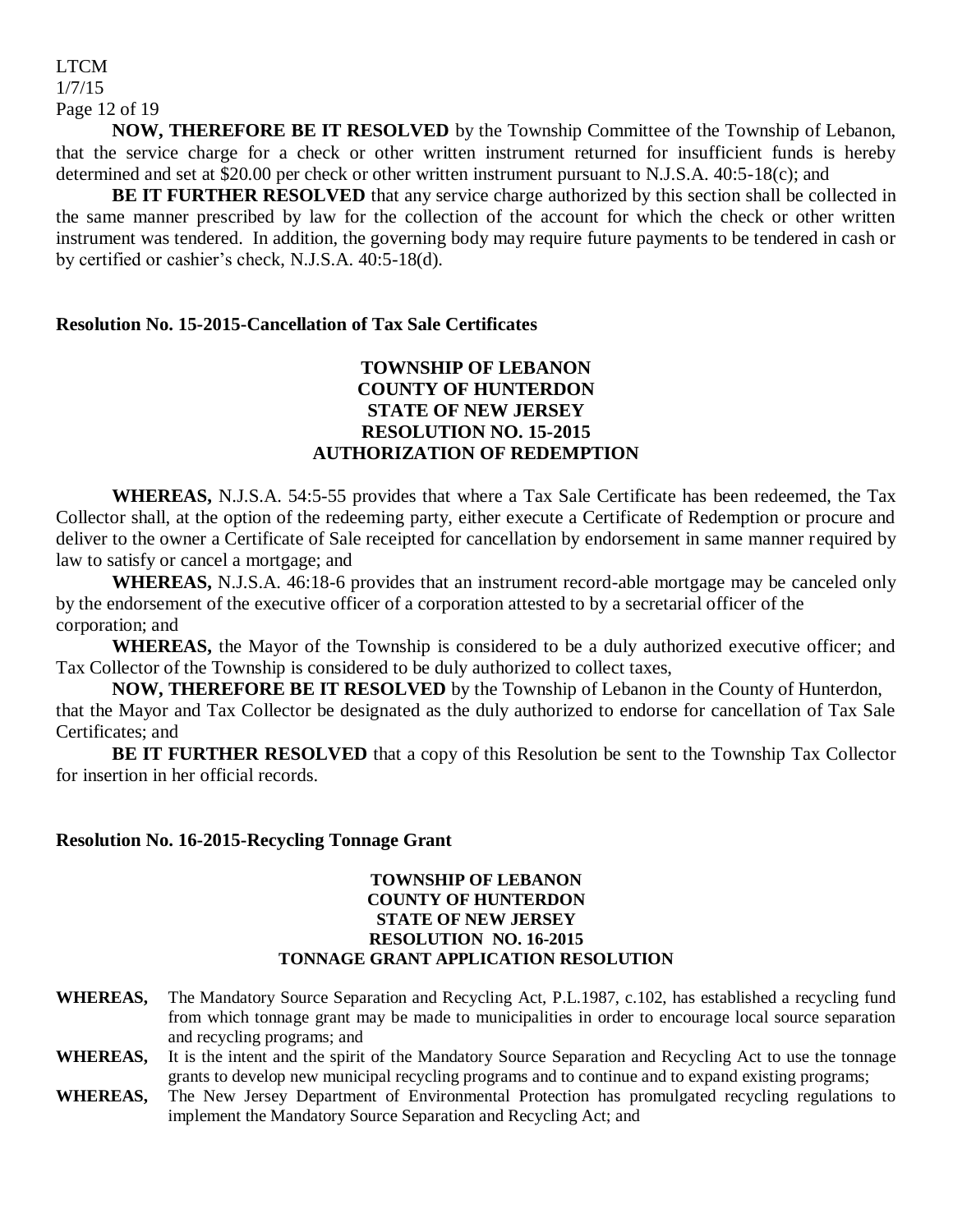**NOW, THEREFORE BE IT RESOLVED** by the Township Committee of the Township of Lebanon, that the service charge for a check or other written instrument returned for insufficient funds is hereby determined and set at $20.00 per check or other written instrument pursuant to N.J.S.A. 40:5-18(c); and

**BE IT FURTHER RESOLVED** that any service charge authorized by this section shall be collected in the same manner prescribed by law for the collection of the account for which the check or other written instrument was tendered. In addition, the governing body may require future payments to be tendered in cash or by certified or cashier's check, N.J.S.A. 40:5-18(d).

**Resolution No. 15-2015-Cancellation of Tax Sale Certificates**

**TOWNSHIP OF LEBANON**
**COUNTY OF HUNTERDON**
**STATE OF NEW JERSEY**
**RESOLUTION NO. 15-2015**
**AUTHORIZATION OF REDEMPTION**

**WHEREAS,** N.J.S.A. 54:5-55 provides that where a Tax Sale Certificate has been redeemed, the Tax Collector shall, at the option of the redeeming party, either execute a Certificate of Redemption or procure and deliver to the owner a Certificate of Sale receipted for cancellation by endorsement in same manner required by law to satisfy or cancel a mortgage; and

**WHEREAS,** N.J.S.A. 46:18-6 provides that an instrument record-able mortgage may be canceled only by the endorsement of the executive officer of a corporation attested to by a secretarial officer of the corporation; and

**WHEREAS,** the Mayor of the Township is considered to be a duly authorized executive officer; and Tax Collector of the Township is considered to be duly authorized to collect taxes,

**NOW, THEREFORE BE IT RESOLVED** by the Township of Lebanon in the County of Hunterdon, that the Mayor and Tax Collector be designated as the duly authorized to endorse for cancellation of Tax Sale Certificates; and

**BE IT FURTHER RESOLVED** that a copy of this Resolution be sent to the Township Tax Collector for insertion in her official records.

**Resolution No. 16-2015-Recycling Tonnage Grant**

**TOWNSHIP OF LEBANON**
**COUNTY OF HUNTERDON**
**STATE OF NEW JERSEY**
**RESOLUTION NO. 16-2015**
**TONNAGE GRANT APPLICATION RESOLUTION**

**WHEREAS,** The Mandatory Source Separation and Recycling Act, P.L.1987, c.102, has established a recycling fund from which tonnage grant may be made to municipalities in order to encourage local source separation and recycling programs; and

**WHEREAS,** It is the intent and the spirit of the Mandatory Source Separation and Recycling Act to use the tonnage grants to develop new municipal recycling programs and to continue and to expand existing programs;

**WHEREAS,** The New Jersey Department of Environmental Protection has promulgated recycling regulations to implement the Mandatory Source Separation and Recycling Act; and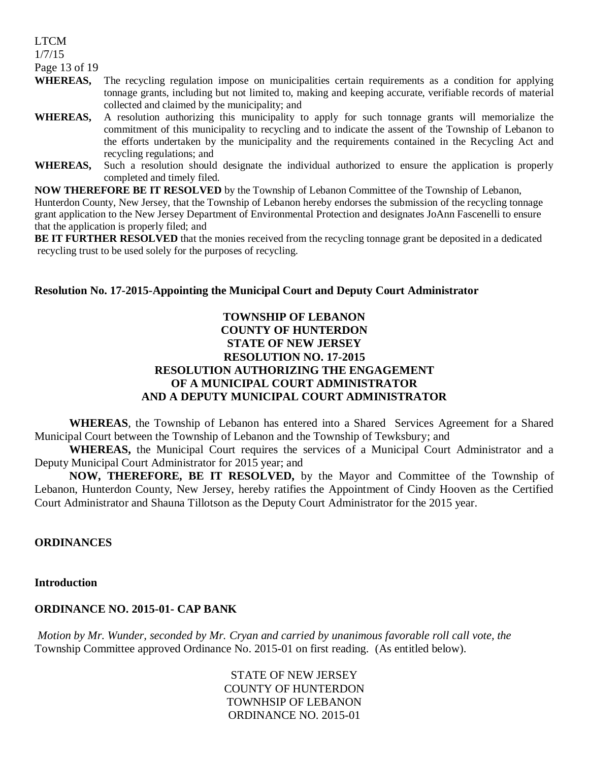**WHEREAS,** The recycling regulation impose on municipalities certain requirements as a condition for applying tonnage grants, including but not limited to, making and keeping accurate, verifiable records of material collected and claimed by the municipality; and

**WHEREAS,** A resolution authorizing this municipality to apply for such tonnage grants will memorialize the commitment of this municipality to recycling and to indicate the assent of the Township of Lebanon to the efforts undertaken by the municipality and the requirements contained in the Recycling Act and recycling regulations; and

**WHEREAS,** Such a resolution should designate the individual authorized to ensure the application is properly completed and timely filed.

**NOW THEREFORE BE IT RESOLVED** by the Township of Lebanon Committee of the Township of Lebanon, Hunterdon County, New Jersey, that the Township of Lebanon hereby endorses the submission of the recycling tonnage grant application to the New Jersey Department of Environmental Protection and designates JoAnn Fascenelli to ensure that the application is properly filed; and

**BE IT FURTHER RESOLVED** that the monies received from the recycling tonnage grant be deposited in a dedicated recycling trust to be used solely for the purposes of recycling.

**Resolution No. 17-2015-Appointing the Municipal Court and Deputy Court Administrator**

**TOWNSHIP OF LEBANON**
**COUNTY OF HUNTERDON**
**STATE OF NEW JERSEY**
**RESOLUTION NO. 17-2015**
**RESOLUTION AUTHORIZING THE ENGAGEMENT**
**OF A MUNICIPAL COURT ADMINISTRATOR**
**AND A DEPUTY MUNICIPAL COURT ADMINISTRATOR**

**WHEREAS**, the Township of Lebanon has entered into a Shared Services Agreement for a Shared Municipal Court between the Township of Lebanon and the Township of Tewksbury; and

**WHEREAS,** the Municipal Court requires the services of a Municipal Court Administrator and a Deputy Municipal Court Administrator for 2015 year; and

**NOW, THEREFORE, BE IT RESOLVED,** by the Mayor and Committee of the Township of Lebanon, Hunterdon County, New Jersey, hereby ratifies the Appointment of Cindy Hooven as the Certified Court Administrator and Shauna Tillotson as the Deputy Court Administrator for the 2015 year.

**ORDINANCES**

**Introduction**

**ORDINANCE NO. 2015-01- CAP BANK**

*Motion by Mr. Wunder, seconded by Mr. Cryan and carried by unanimous favorable roll call vote, the* Township Committee approved Ordinance No. 2015-01 on first reading. (As entitled below).

STATE OF NEW JERSEY
COUNTY OF HUNTERDON
TOWNHSIP OF LEBANON
ORDINANCE NO. 2015-01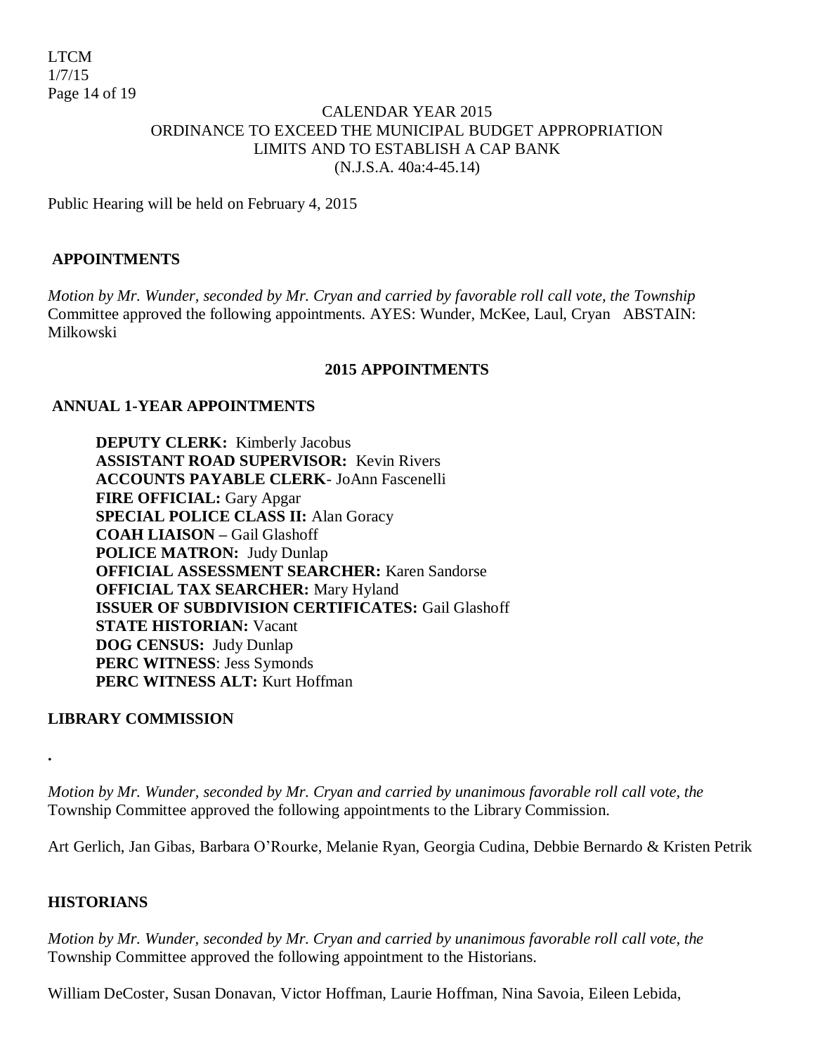CALENDAR YEAR 2015
ORDINANCE TO EXCEED THE MUNICIPAL BUDGET APPROPRIATION LIMITS AND TO ESTABLISH A CAP BANK
(N.J.S.A. 40a:4-45.14)

Public Hearing will be held on February 4, 2015

## APPOINTMENTS

*Motion by Mr. Wunder, seconded by Mr. Cryan and carried by favorable roll call vote, the Township* Committee approved the following appointments. AYES: Wunder, McKee, Laul, Cryan ABSTAIN: Milkowski

### 2015 APPOINTMENTS

### ANNUAL 1-YEAR APPOINTMENTS

**DEPUTY CLERK:** Kimberly Jacobus
**ASSISTANT ROAD SUPERVISOR:** Kevin Rivers
**ACCOUNTS PAYABLE CLERK**- JoAnn Fascenelli
**FIRE OFFICIAL:** Gary Apgar
**SPECIAL POLICE CLASS II:** Alan Goracy
**COAH LIAISON** – Gail Glashoff
**POLICE MATRON:** Judy Dunlap
**OFFICIAL ASSESSMENT SEARCHER:** Karen Sandorse
**OFFICIAL TAX SEARCHER:** Mary Hyland
**ISSUER OF SUBDIVISION CERTIFICATES:** Gail Glashoff
**STATE HISTORIAN:** Vacant
**DOG CENSUS:** Judy Dunlap
**PERC WITNESS**: Jess Symonds
**PERC WITNESS ALT:** Kurt Hoffman

### LIBRARY COMMISSION

.

*Motion by Mr. Wunder, seconded by Mr. Cryan and carried by unanimous favorable roll call vote, the* Township Committee approved the following appointments to the Library Commission.

Art Gerlich, Jan Gibas, Barbara O'Rourke, Melanie Ryan, Georgia Cudina, Debbie Bernardo & Kristen Petrik

### HISTORIANS

*Motion by Mr. Wunder, seconded by Mr. Cryan and carried by unanimous favorable roll call vote, the* Township Committee approved the following appointment to the Historians.

William DeCoster, Susan Donavan, Victor Hoffman, Laurie Hoffman, Nina Savoia, Eileen Lebida,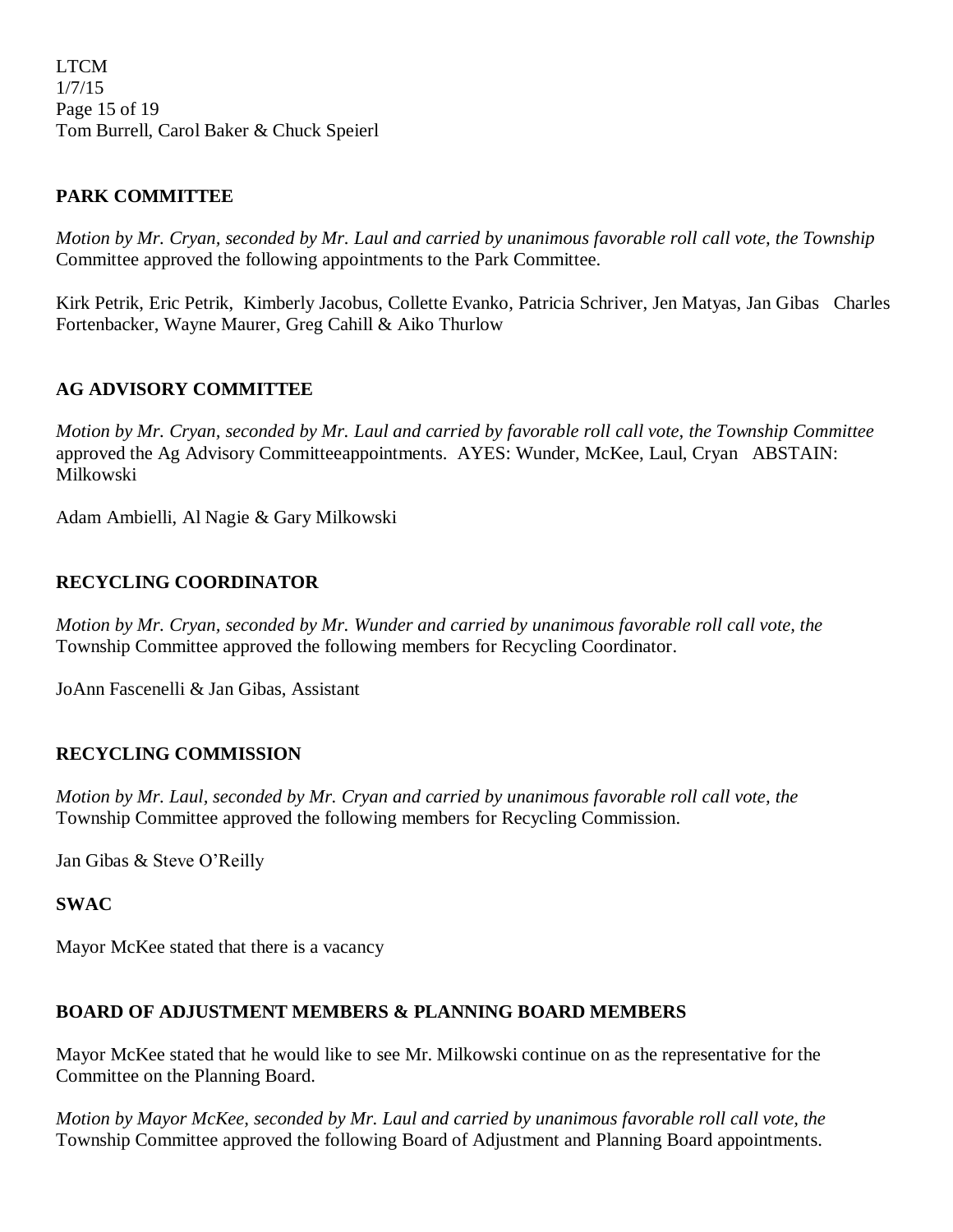Tom Burrell, Carol Baker & Chuck Speierl

**PARK COMMITTEE**

*Motion by Mr. Cryan, seconded by Mr. Laul and carried by unanimous favorable roll call vote, the Township* Committee approved the following appointments to the Park Committee.

Kirk Petrik, Eric Petrik, Kimberly Jacobus, Collette Evanko, Patricia Schriver, Jen Matyas, Jan Gibas Charles Fortenbacker, Wayne Maurer, Greg Cahill & Aiko Thurlow

**AG ADVISORY COMMITTEE**

*Motion by Mr. Cryan, seconded by Mr. Laul and carried by favorable roll call vote, the Township Committee* approved the Ag Advisory Committeeappointments. AYES: Wunder, McKee, Laul, Cryan ABSTAIN: Milkowski

Adam Ambielli, Al Nagie & Gary Milkowski

**RECYCLING COORDINATOR**

*Motion by Mr. Cryan, seconded by Mr. Wunder and carried by unanimous favorable roll call vote, the* Township Committee approved the following members for Recycling Coordinator.

JoAnn Fascenelli & Jan Gibas, Assistant

**RECYCLING COMMISSION**

*Motion by Mr. Laul, seconded by Mr. Cryan and carried by unanimous favorable roll call vote, the* Township Committee approved the following members for Recycling Commission.

Jan Gibas & Steve O'Reilly

**SWAC**

Mayor McKee stated that there is a vacancy

**BOARD OF ADJUSTMENT MEMBERS & PLANNING BOARD MEMBERS**

Mayor McKee stated that he would like to see Mr. Milkowski continue on as the representative for the Committee on the Planning Board.

*Motion by Mayor McKee, seconded by Mr. Laul and carried by unanimous favorable roll call vote, the* Township Committee approved the following Board of Adjustment and Planning Board appointments.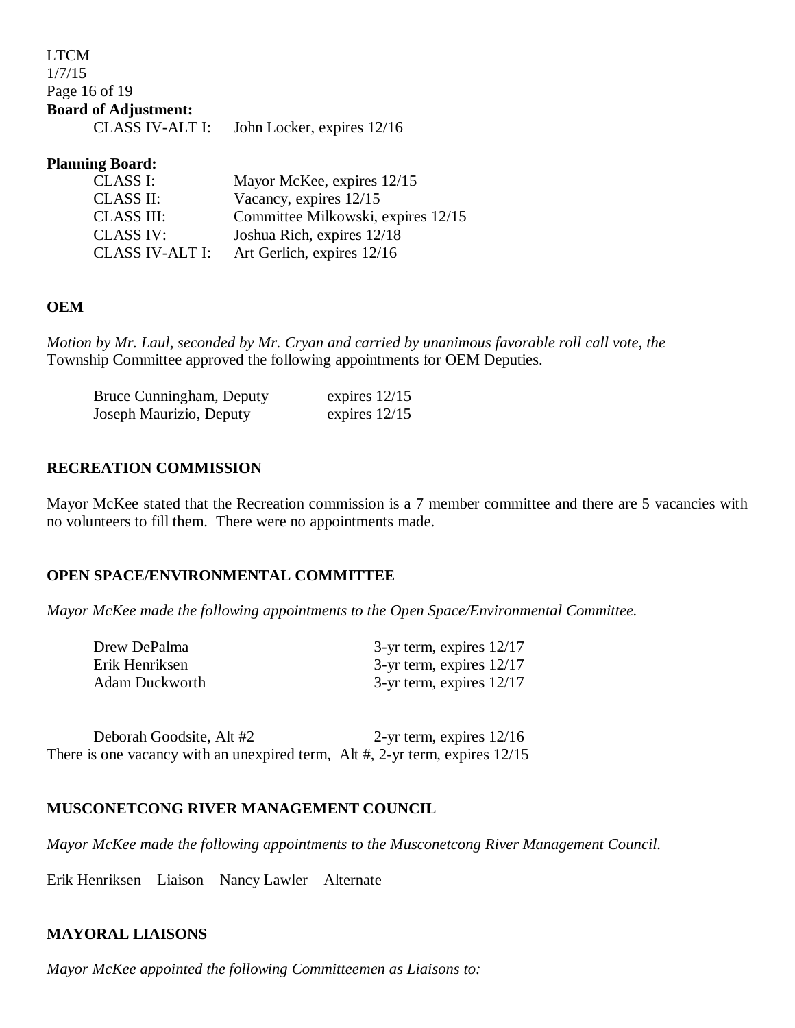**Board of Adjustment:**

| | |
|---|---|
| CLASS IV-ALT I: | John Locker, expires 12/16 |

**Planning Board:**

| | |
|---|---|
| CLASS I: | Mayor McKee, expires 12/15 |
| CLASS II: | Vacancy, expires 12/15 |
| CLASS III: | Committee Milkowski, expires 12/15 |
| CLASS IV: | Joshua Rich, expires 12/18 |
| CLASS IV-ALT I: | Art Gerlich, expires 12/16 |

## OEM

*Motion by Mr. Laul, seconded by Mr. Cryan and carried by unanimous favorable roll call vote, the* Township Committee approved the following appointments for OEM Deputies.

| | |
|---|---|
| Bruce Cunningham, Deputy | expires 12/15 |
| Joseph Maurizio, Deputy | expires 12/15 |

## RECREATION COMMISSION

Mayor McKee stated that the Recreation commission is a 7 member committee and there are 5 vacancies with no volunteers to fill them. There were no appointments made.

## OPEN SPACE/ENVIRONMENTAL COMMITTEE

*Mayor McKee made the following appointments to the Open Space/Environmental Committee.*

| | |
|---|---|
| Drew DePalma | 3-yr term, expires 12/17 |
| Erik Henriksen | 3-yr term, expires 12/17 |
| Adam Duckworth | 3-yr term, expires 12/17 |
| | |
| Deborah Goodsite, Alt #2 | 2-yr term, expires 12/16 |

There is one vacancy with an unexpired term, Alt #, 2-yr term, expires 12/15

## MUSCONETCONG RIVER MANAGEMENT COUNCIL

*Mayor McKee made the following appointments to the Musconetcong River Management Council.*

Erik Henriksen – Liaison Nancy Lawler – Alternate

## MAYORAL LIAISONS

*Mayor McKee appointed the following Committeemen as Liaisons to:*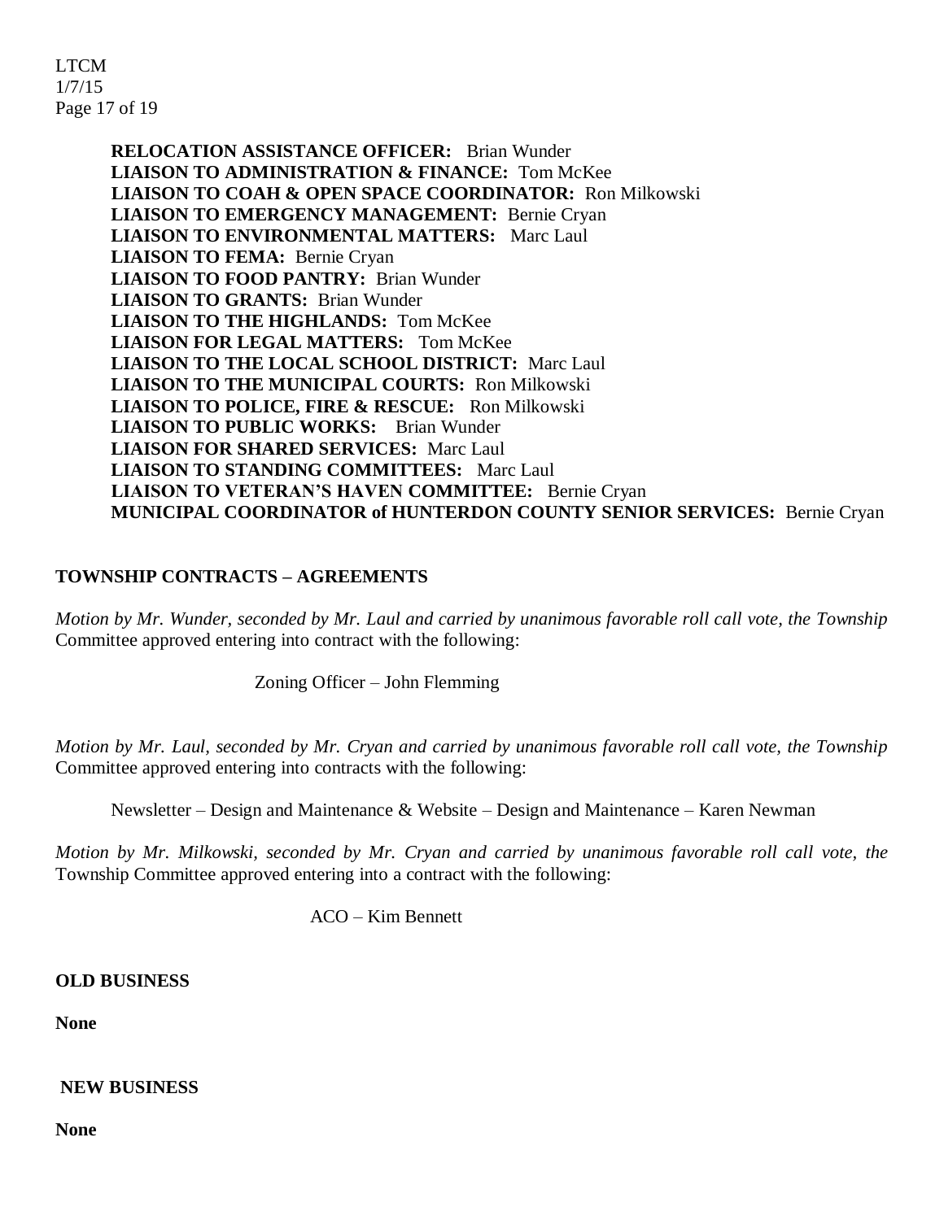**RELOCATION ASSISTANCE OFFICER:** Brian Wunder
**LIAISON TO ADMINISTRATION & FINANCE:** Tom McKee
**LIAISON TO COAH & OPEN SPACE COORDINATOR:** Ron Milkowski
**LIAISON TO EMERGENCY MANAGEMENT:** Bernie Cryan
**LIAISON TO ENVIRONMENTAL MATTERS:** Marc Laul
**LIAISON TO FEMA:** Bernie Cryan
**LIAISON TO FOOD PANTRY:** Brian Wunder
**LIAISON TO GRANTS:** Brian Wunder
**LIAISON TO THE HIGHLANDS:** Tom McKee
**LIAISON FOR LEGAL MATTERS:** Tom McKee
**LIAISON TO THE LOCAL SCHOOL DISTRICT:** Marc Laul
**LIAISON TO THE MUNICIPAL COURTS:** Ron Milkowski
**LIAISON TO POLICE, FIRE & RESCUE:** Ron Milkowski
**LIAISON TO PUBLIC WORKS:** Brian Wunder
**LIAISON FOR SHARED SERVICES:** Marc Laul
**LIAISON TO STANDING COMMITTEES:** Marc Laul
**LIAISON TO VETERAN'S HAVEN COMMITTEE:** Bernie Cryan
**MUNICIPAL COORDINATOR of HUNTERDON COUNTY SENIOR SERVICES:** Bernie Cryan

**TOWNSHIP CONTRACTS – AGREEMENTS**

*Motion by Mr. Wunder, seconded by Mr. Laul and carried by unanimous favorable roll call vote, the Township* Committee approved entering into contract with the following:

Zoning Officer – John Flemming

*Motion by Mr. Laul, seconded by Mr. Cryan and carried by unanimous favorable roll call vote, the Township* Committee approved entering into contracts with the following:

Newsletter – Design and Maintenance & Website – Design and Maintenance – Karen Newman

*Motion by Mr. Milkowski, seconded by Mr. Cryan and carried by unanimous favorable roll call vote, the* Township Committee approved entering into a contract with the following:

ACO – Kim Bennett

**OLD BUSINESS**

**None**

**NEW BUSINESS**

**None**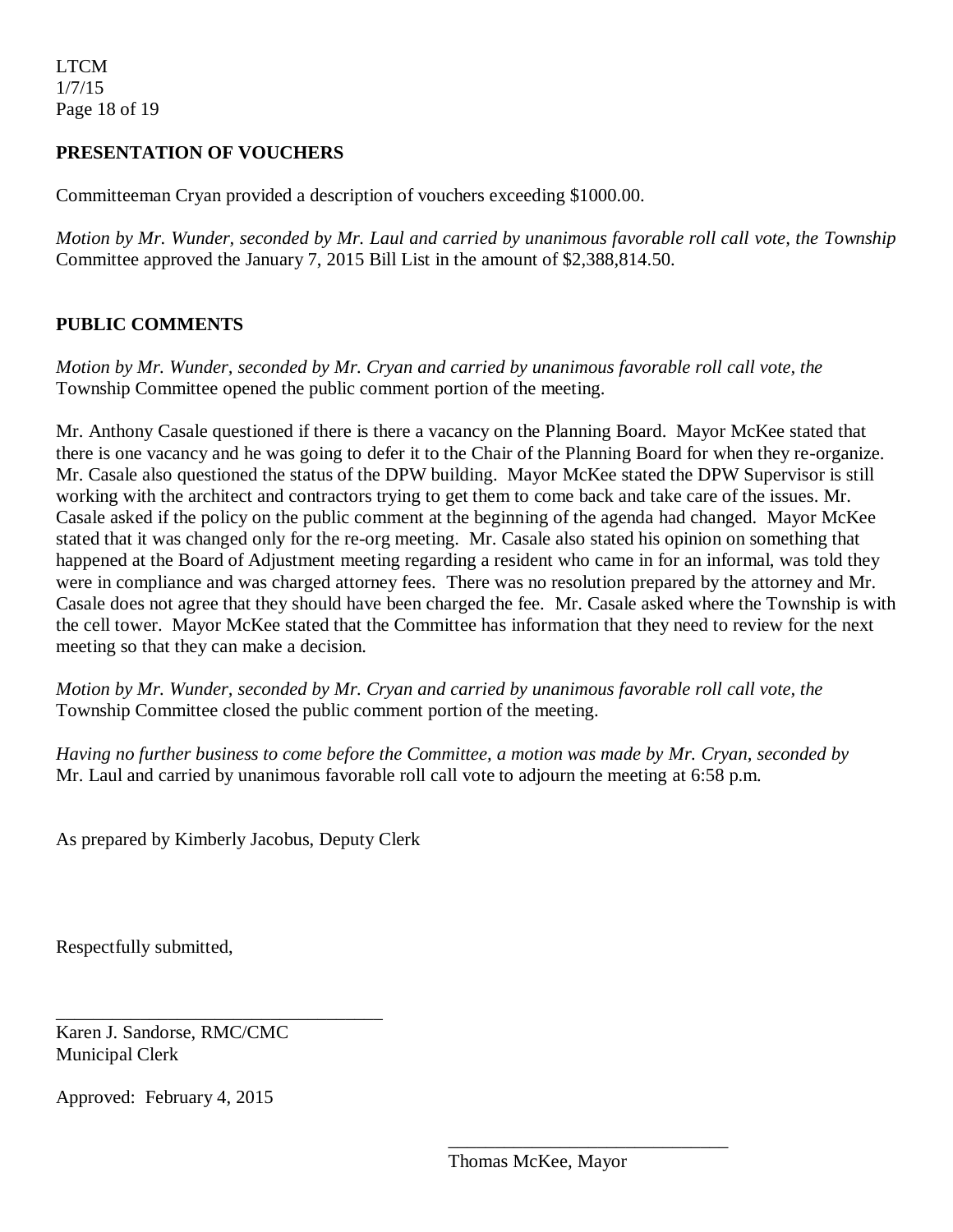## PRESENTATION OF VOUCHERS

Committeeman Cryan provided a description of vouchers exceeding $1000.00.

*Motion by Mr. Wunder, seconded by Mr. Laul and carried by unanimous favorable roll call vote, the Township* Committee approved the January 7, 2015 Bill List in the amount of $2,388,814.50.

## PUBLIC COMMENTS

*Motion by Mr. Wunder, seconded by Mr. Cryan and carried by unanimous favorable roll call vote, the* Township Committee opened the public comment portion of the meeting.

Mr. Anthony Casale questioned if there is there a vacancy on the Planning Board. Mayor McKee stated that there is one vacancy and he was going to defer it to the Chair of the Planning Board for when they re-organize. Mr. Casale also questioned the status of the DPW building. Mayor McKee stated the DPW Supervisor is still working with the architect and contractors trying to get them to come back and take care of the issues. Mr. Casale asked if the policy on the public comment at the beginning of the agenda had changed. Mayor McKee stated that it was changed only for the re-org meeting. Mr. Casale also stated his opinion on something that happened at the Board of Adjustment meeting regarding a resident who came in for an informal, was told they were in compliance and was charged attorney fees. There was no resolution prepared by the attorney and Mr. Casale does not agree that they should have been charged the fee. Mr. Casale asked where the Township is with the cell tower. Mayor McKee stated that the Committee has information that they need to review for the next meeting so that they can make a decision.

*Motion by Mr. Wunder, seconded by Mr. Cryan and carried by unanimous favorable roll call vote, the* Township Committee closed the public comment portion of the meeting.

*Having no further business to come before the Committee, a motion was made by Mr. Cryan, seconded by* Mr. Laul and carried by unanimous favorable roll call vote to adjourn the meeting at 6:58 p.m.

As prepared by Kimberly Jacobus, Deputy Clerk

Respectfully submitted,

\_\_\_\_\_\_\_\_\_\_\_\_\_\_\_\_\_\_\_\_\_\_\_\_\_\_\_\_\_\_\_\_\_\_\_
Karen J. Sandorse, RMC/CMC
Municipal Clerk

Approved: February 4, 2015

\_\_\_\_\_\_\_\_\_\_\_\_\_\_\_\_\_\_\_\_\_\_\_\_\_\_\_\_\_\_
Thomas McKee, Mayor